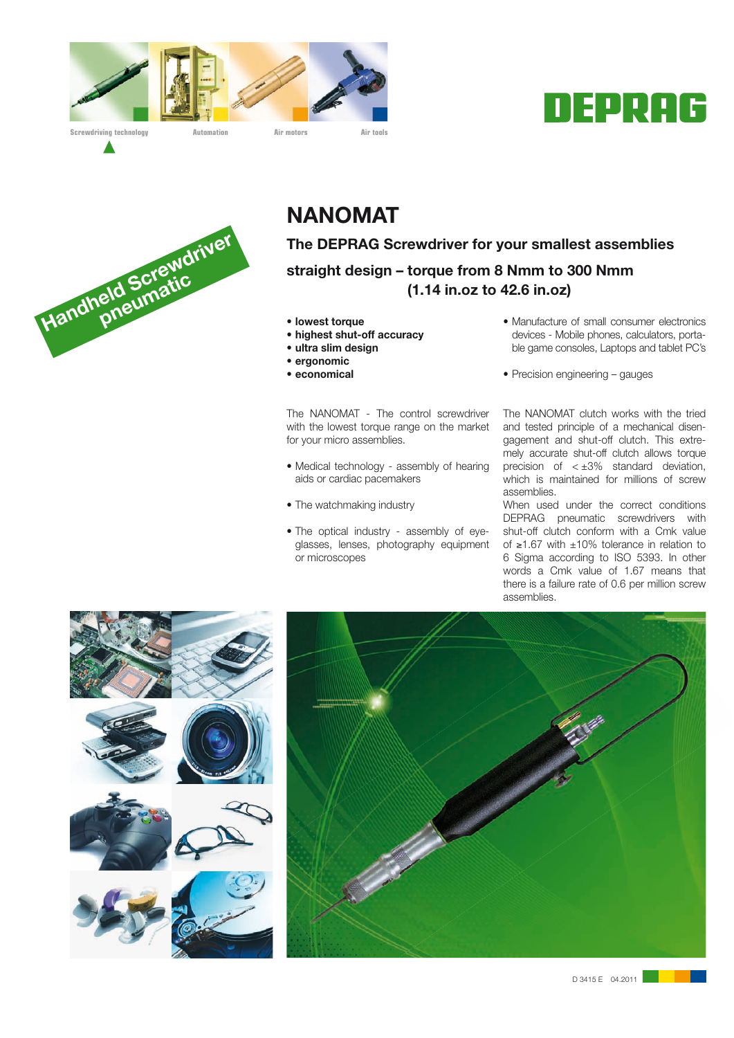Screwdriving technology | Automation | Air motors | Air tools

DEPRAG

Handheld Screwdriver pneumatic

# NANOMAT

## The DEPRAG Screwdriver for your smallest assemblies

### straight design – torque from 8 Nmm to 300 Nmm (1.14 in.oz to 42.6 in.oz)

- **lowest torque**
- **highest shut-off accuracy**
- **ultra slim design**
- **ergonomic**
- **economical**

The NANOMAT - The control screwdriver with the lowest torque range on the market for your micro assemblies.

- Medical technology - assembly of hearing aids or cardiac pacemakers
- The watchmaking industry
- The optical industry - assembly of eyeglasses, lenses, photography equipment or microscopes
- Manufacture of small consumer electronics devices - Mobile phones, calculators, portable game consoles, Laptops and tablet PC's
- Precision engineering – gauges

The NANOMAT clutch works with the tried and tested principle of a mechanical disengagement and shut-off clutch. This extremely accurate shut-off clutch allows torque precision of $< \pm 3\%$ standard deviation, which is maintained for millions of screw assemblies.

When used under the correct conditions DEPRAG pneumatic screwdrivers with shut-off clutch conform with a Cmk value of $\geq 1.67$ with $\pm 10\%$ tolerance in relation to 6 Sigma according to ISO 5393. In other words a Cmk value of 1.67 means that there is a failure rate of 0.6 per million screw assemblies.

D 3415 E 04.2011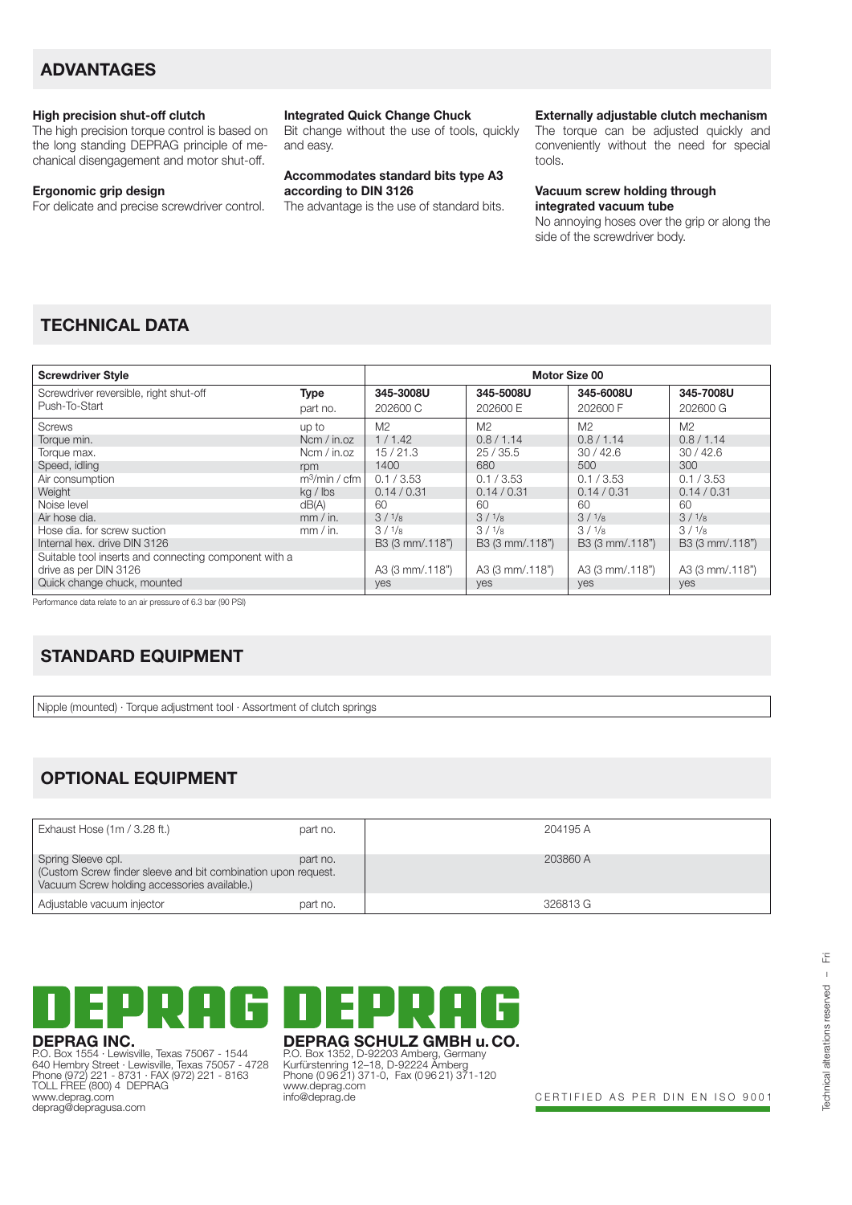## ADVANTAGES

**High precision shut-off clutch**
The high precision torque control is based on the long standing DEPRAG principle of mechanical disengagement and motor shut-off.

**Ergonomic grip design**
For delicate and precise screwdriver control.

**Integrated Quick Change Chuck**
Bit change without the use of tools, quickly and easy.

**Accommodates standard bits type A3 according to DIN 3126**
The advantage is the use of standard bits.

**Externally adjustable clutch mechanism**
The torque can be adjusted quickly and conveniently without the need for special tools.

**Vacuum screw holding through integrated vacuum tube**
No annoying hoses over the grip or along the side of the screwdriver body.

## TECHNICAL DATA

| Screwdriver Style | | Motor Size 00 | | | |
|---|---|---|---|---|---|
| Screwdriver reversible, right shut-off Push-To-Start | **Type** part no. | **345-3008U** 202600 C | **345-5008U** 202600 E | **345-6008U** 202600 F | **345-7008U** 202600 G |
| Screws | up to | M2 | M2 | M2 | M2 |
| Torque min. | Ncm / in.oz | 1 / 1.42 | 0.8 / 1.14 | 0.8 / 1.14 | 0.8 / 1.14 |
| Torque max. | Ncm / in.oz | 15 / 21.3 | 25 / 35.5 | 30 / 42.6 | 30 / 42.6 |
| Speed, idling | rpm | 1400 | 680 | 500 | 300 |
| Air consumption | $m^3$/min / cfm | 0.1 / 3.53 | 0.1 / 3.53 | 0.1 / 3.53 | 0.1 / 3.53 |
| Weight | kg / lbs | 0.14 / 0.31 | 0.14 / 0.31 | 0.14 / 0.31 | 0.14 / 0.31 |
| Noise level | dB(A) | 60 | 60 | 60 | 60 |
| Air hose dia. | mm / in. | 3 / 1/8 | 3 / 1/8 | 3 / 1/8 | 3 / 1/8 |
| Hose dia. for screw suction | mm / in. | 3 / 1/8 | 3 / 1/8 | 3 / 1/8 | 3 / 1/8 |
| Internal hex. drive DIN 3126 | | B3 (3 mm/.118") | B3 (3 mm/.118") | B3 (3 mm/.118") | B3 (3 mm/.118") |
| Suitable tool inserts and connecting component with a drive as per DIN 3126 | | A3 (3 mm/.118") | A3 (3 mm/.118") | A3 (3 mm/.118") | A3 (3 mm/.118") |
| Quick change chuck, mounted | | yes | yes | yes | yes |

Performance data relate to an air pressure of 6.3 bar (90 PSI)

## STANDARD EQUIPMENT

Nipple (mounted) · Torque adjustment tool · Assortment of clutch springs

## OPTIONAL EQUIPMENT

| | | |
|---|---|---|
| Exhaust Hose (1m / 3.28 ft.) | part no. | 204195 A |
| Spring Sleeve cpl. (Custom Screw finder sleeve and bit combination upon request. Vacuum Screw holding accessories available.) | part no. | 203860 A |
| Adjustable vacuum injector | part no. | 326813 G |

DEPRAG DEPRAG

**DEPRAG INC.**
P.O. Box 1554 · Lewisville, Texas 75067 - 1544
640 Hembry Street · Lewisville, Texas 75057 - 4728
Phone (972) 221 - 8731 · FAX (972) 221 - 8163
TOLL FREE (800) 4 DEPRAG
www.deprag.com
deprag@depragusa.com

**DEPRAG SCHULZ GMBH u. CO.**
P.O. Box 1352, D-92203 Amberg, Germany
Kurfürstenring 12–18, D-92224 Amberg
Phone (0 96 21) 371-0, Fax (0 96 21) 371-120
www.deprag.com
info@deprag.de

CERTIFIED AS PER DIN EN ISO 9001

Technical alterations reserved – Fri